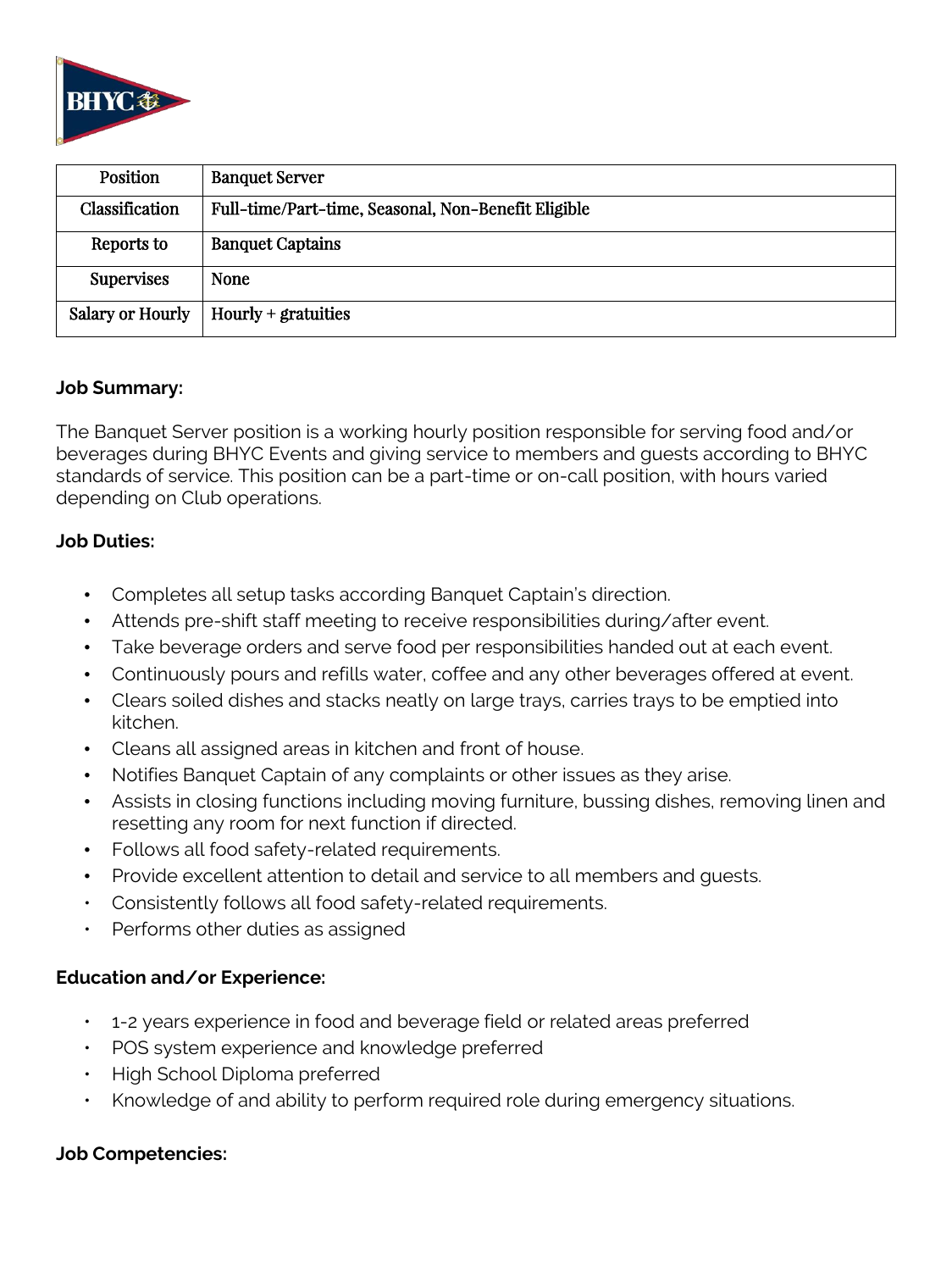| Position | Banquet Server |
|---|---|
| Classification | Full-time/Part-time, Seasonal, Non-Benefit Eligible |
| Reports to | Banquet Captains |
| Supervises | None |
| Salary or Hourly | Hourly + gratuities |

**Job Summary:**

The Banquet Server position is a working hourly position responsible for serving food and/or beverages during BHYC Events and giving service to members and guests according to BHYC standards of service. This position can be a part-time or on-call position, with hours varied depending on Club operations.

**Job Duties:**

- Completes all setup tasks according Banquet Captain's direction.
- Attends pre-shift staff meeting to receive responsibilities during/after event.
- Take beverage orders and serve food per responsibilities handed out at each event.
- Continuously pours and refills water, coffee and any other beverages offered at event.
- Clears soiled dishes and stacks neatly on large trays, carries trays to be emptied into kitchen.
- Cleans all assigned areas in kitchen and front of house.
- Notifies Banquet Captain of any complaints or other issues as they arise.
- Assists in closing functions including moving furniture, bussing dishes, removing linen and resetting any room for next function if directed.
- Follows all food safety-related requirements.
- Provide excellent attention to detail and service to all members and guests.
- Consistently follows all food safety-related requirements.
- Performs other duties as assigned

**Education and/or Experience:**

- 1-2 years experience in food and beverage field or related areas preferred
- POS system experience and knowledge preferred
- High School Diploma preferred
- Knowledge of and ability to perform required role during emergency situations.

**Job Competencies:**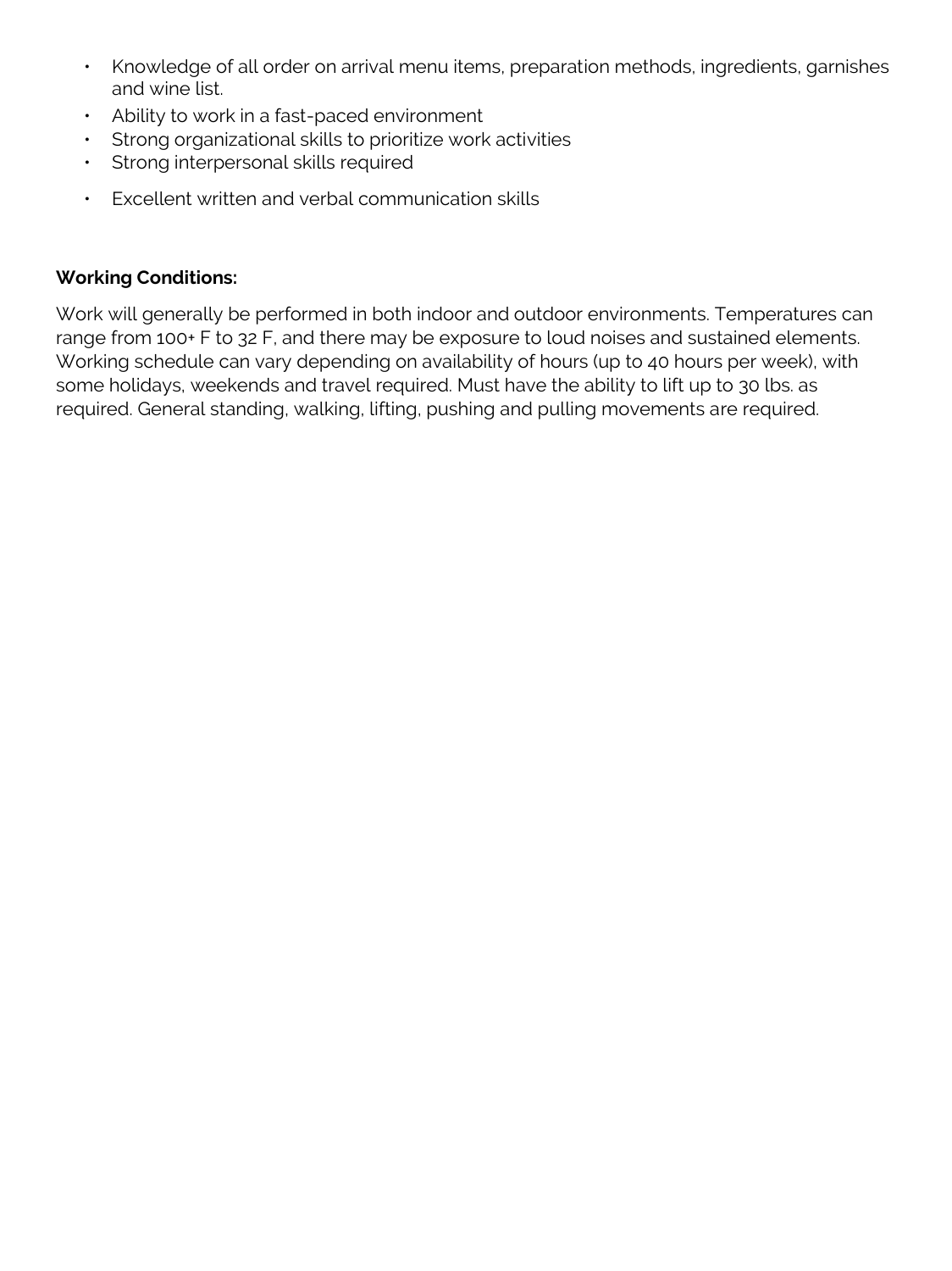- Knowledge of all order on arrival menu items, preparation methods, ingredients, garnishes and wine list.
- Ability to work in a fast-paced environment
- Strong organizational skills to prioritize work activities
- Strong interpersonal skills required
- Excellent written and verbal communication skills

**Working Conditions:**

Work will generally be performed in both indoor and outdoor environments. Temperatures can range from 100+ F to 32 F, and there may be exposure to loud noises and sustained elements. Working schedule can vary depending on availability of hours (up to 40 hours per week), with some holidays, weekends and travel required. Must have the ability to lift up to 30 lbs. as required. General standing, walking, lifting, pushing and pulling movements are required.